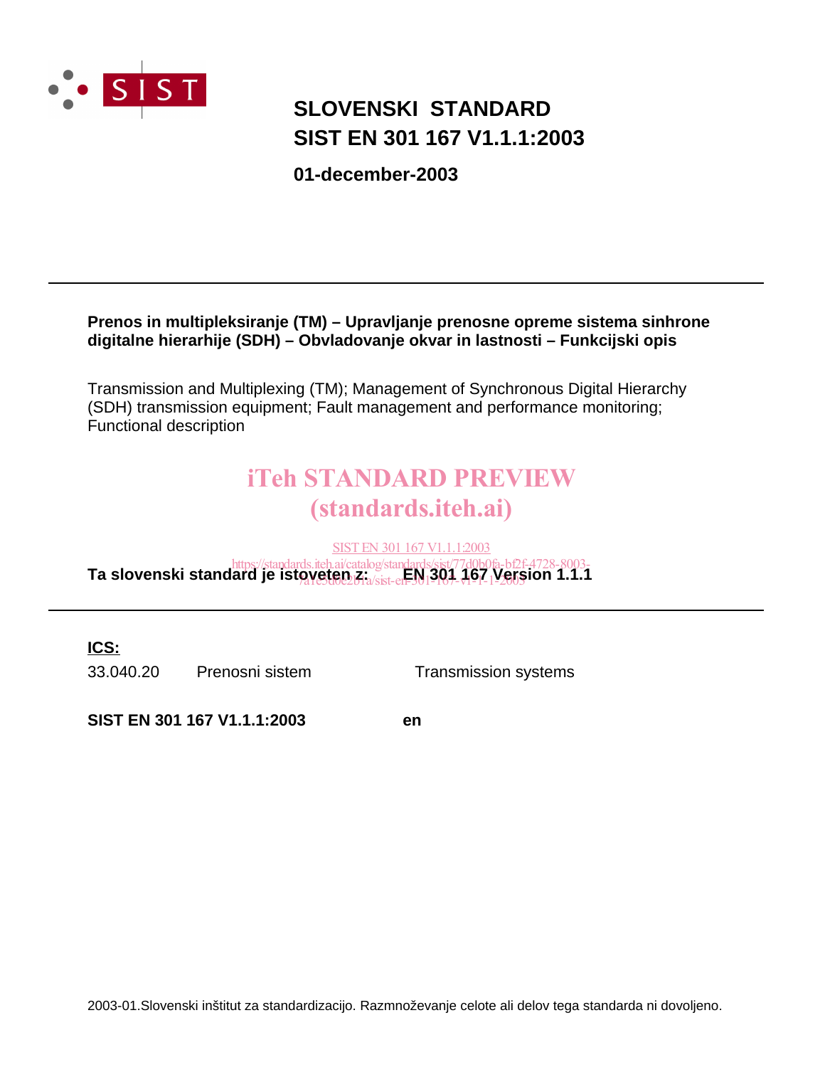SIST

# SLOVENSKI STANDARD
# SIST EN 301 167 V1.1.1:2003

**01-december-2003**

**Prenos in multipleksiranje (TM) – Upravljanje prenosne opreme sistema sinhrone digitalne hierarhije (SDH) – Obvladovanje okvar in lastnosti – Funkcijski opis**

Transmission and Multiplexing (TM); Management of Synchronous Digital Hierarchy (SDH) transmission equipment; Fault management and performance monitoring; Functional description

iTeh STANDARD PREVIEW
(standards.iteh.ai)

SIST EN 301 167 V1.1.1:2003
https://standards.iteh.ai/catalog/standards/sist/77d0b0fa-bf2f-4728-8003-7a1e5d0e2b1a/sist-en-301-167-v1-1-1-2003

**Ta slovenski standard je istoveten z: EN 301 167 Version 1.1.1**

**ICS:**

| | | |
|---|---|---|
| 33.040.20 | Prenosni sistem | Transmission systems |

**SIST EN 301 167 V1.1.1:2003** **en**

2003-01.Slovenski inštitut za standardizacijo. Razmnoževanje celote ali delov tega standarda ni dovoljeno.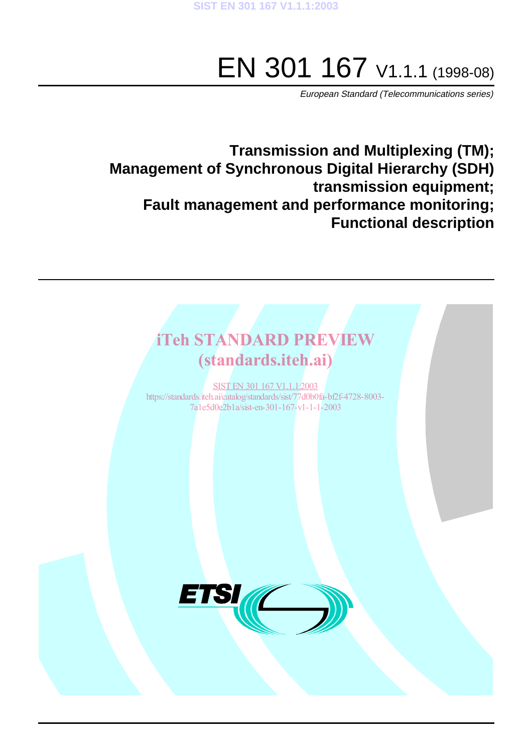# EN 301 167 V1.1.1 (1998-08)

*European Standard (Telecommunications series)*

## Transmission and Multiplexing (TM);
## Management of Synchronous Digital Hierarchy (SDH) transmission equipment;
## Fault management and performance monitoring;
## Functional description

iTeh STANDARD PREVIEW
(standards.iteh.ai)

SIST EN 301 167 V1.1.1:2003
https://standards.iteh.ai/catalog/standards/sist/77d0b0fa-bf2f-4728-8003-7a1e5d0e2b1a/sist-en-301-167-v1-1-1-2003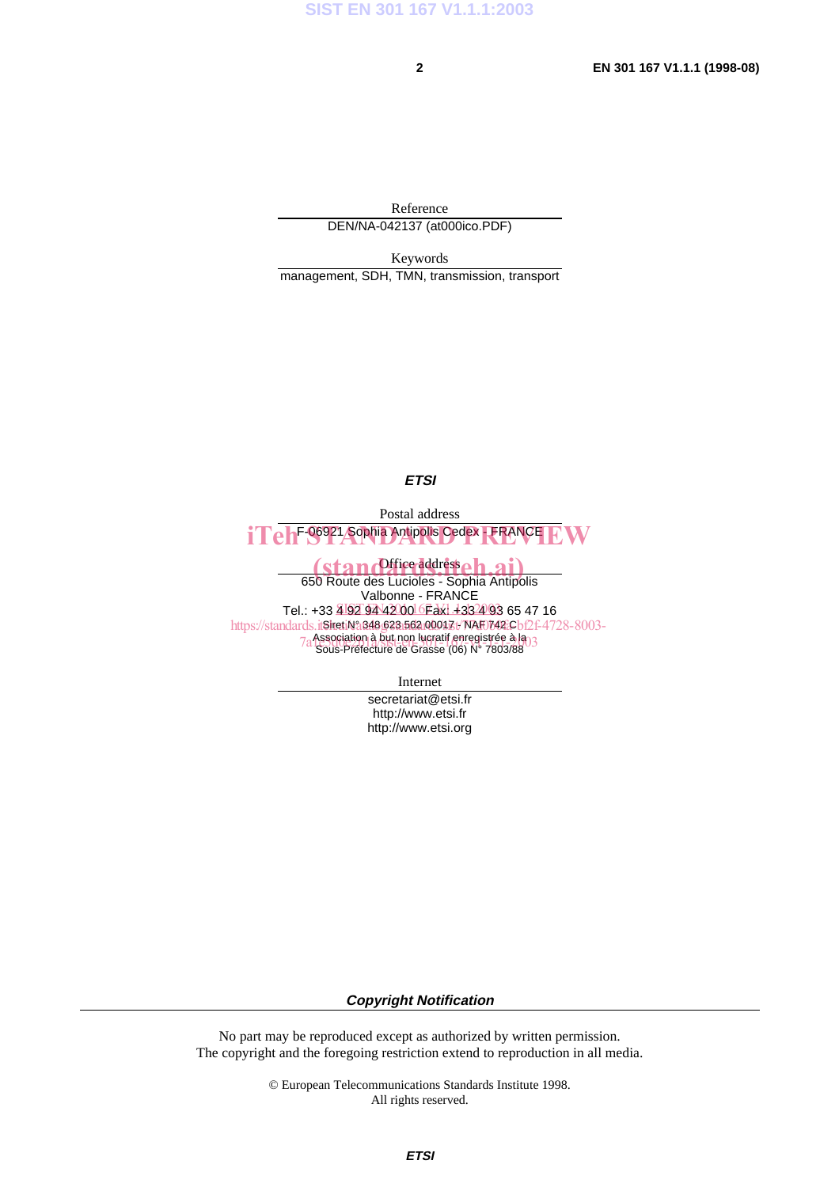Reference

DEN/NA-042137 (at000ico.PDF)

Keywords

management, SDH, TMN, transmission, transport

***ETSI***

Postal address

F-06921 Sophia Antipolis Cedex - FRANCE

Office address

650 Route des Lucioles - Sophia Antipolis
Valbonne - FRANCE
Tel.: +33 4 92 94 42 00 Fax: +33 4 93 65 47 16
Siret N° 348 623 562 00017 - NAF 742 C
Association à but non lucratif enregistrée à la
Sous-Préfecture de Grasse (06) N° 7803/88

Internet

secretariat@etsi.fr
http://www.etsi.fr
http://www.etsi.org

***Copyright Notification***

No part may be reproduced except as authorized by written permission.
The copyright and the foregoing restriction extend to reproduction in all media.

© European Telecommunications Standards Institute 1998.
All rights reserved.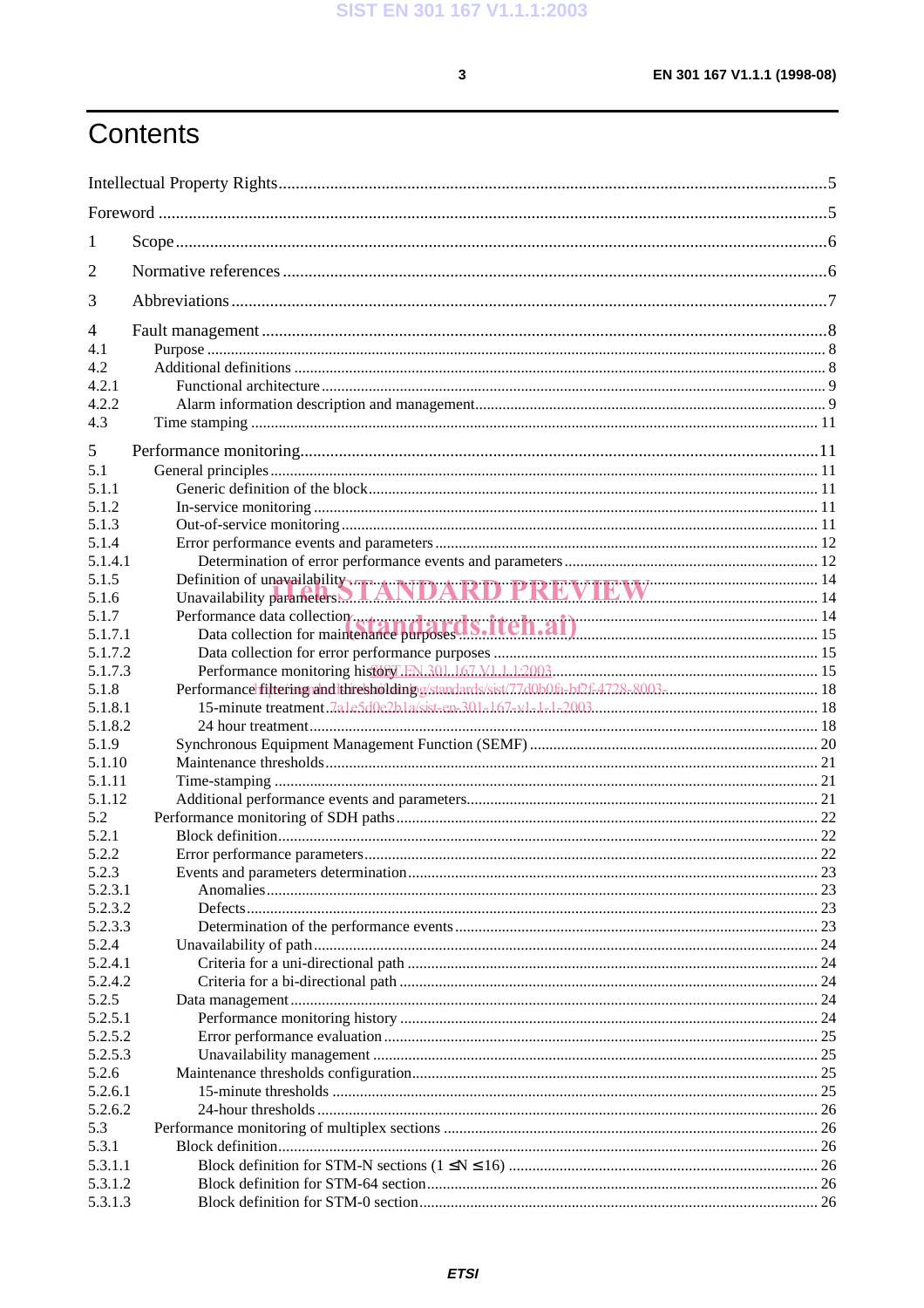# Contents

Intellectual Property Rights ....................................................................................................................5

Foreword ..................................................................................................................................................5

1 Scope ....................................................................................................................................................6

2 Normative references ...........................................................................................................................6

3 Abbreviations ........................................................................................................................................7

4 Fault management .................................................................................................................................8
4.1 Purpose ...............................................................................................................................................8
4.2 Additional definitions ........................................................................................................................8
4.2.1 Functional architecture .................................................................................................................9
4.2.2 Alarm information description and management ........................................................................9
4.3 Time stamping ..................................................................................................................................11

5 Performance monitoring ......................................................................................................................11
5.1 General principles ............................................................................................................................11
5.1.1 Generic definition of the block ....................................................................................................11
5.1.2 In-service monitoring ..................................................................................................................11
5.1.3 Out-of-service monitoring ............................................................................................................11
5.1.4 Error performance events and parameters ..................................................................................12
5.1.4.1 Determination of error performance events and parameters ..................................................12
5.1.5 Definition of unavailability ..........................................................................................................14
5.1.6 Unavailability parameters .............................................................................................................14
5.1.7 Performance data collection .........................................................................................................14
5.1.7.1 Data collection for maintenance purposes ...............................................................................15
5.1.7.2 Data collection for error performance purposes ......................................................................15
5.1.7.3 Performance monitoring history ..............................................................................................15
5.1.8 Performance filtering and thresholding .......................................................................................18
5.1.8.1 15-minute treatment .................................................................................................................18
5.1.8.2 24 hour treatment .....................................................................................................................18
5.1.9 Synchronous Equipment Management Function (SEMF) ...........................................................20
5.1.10 Maintenance thresholds ..............................................................................................................21
5.1.11 Time-stamping .............................................................................................................................21
5.1.12 Additional performance events and parameters ..........................................................................21
5.2 Performance monitoring of SDH paths ............................................................................................22
5.2.1 Block definition ............................................................................................................................22
5.2.2 Error performance parameters ......................................................................................................22
5.2.3 Events and parameters determination ..........................................................................................23
5.2.3.1 Anomalies ................................................................................................................................23
5.2.3.2 Defects .....................................................................................................................................23
5.2.3.3 Determination of the performance events ...............................................................................23
5.2.4 Unavailability of path ...................................................................................................................24
5.2.4.1 Criteria for a uni-directional path ............................................................................................24
5.2.4.2 Criteria for a bi-directional path ..............................................................................................24
5.2.5 Data management .........................................................................................................................24
5.2.5.1 Performance monitoring history ..............................................................................................24
5.2.5.2 Error performance evaluation ...................................................................................................25
5.2.5.3 Unavailability management .....................................................................................................25
5.2.6 Maintenance thresholds configuration .........................................................................................25
5.2.6.1 15-minute thresholds ................................................................................................................25
5.2.6.2 24-hour thresholds ....................................................................................................................26
5.3 Performance monitoring of multiplex sections ..................................................................................26
5.3.1 Block definition .............................................................................................................................26
5.3.1.1 Block definition for STM-N sections ($1 \leq N \leq 16$) ...........................................................26
5.3.1.2 Block definition for STM-64 section ........................................................................................26
5.3.1.3 Block definition for STM-0 section ..........................................................................................26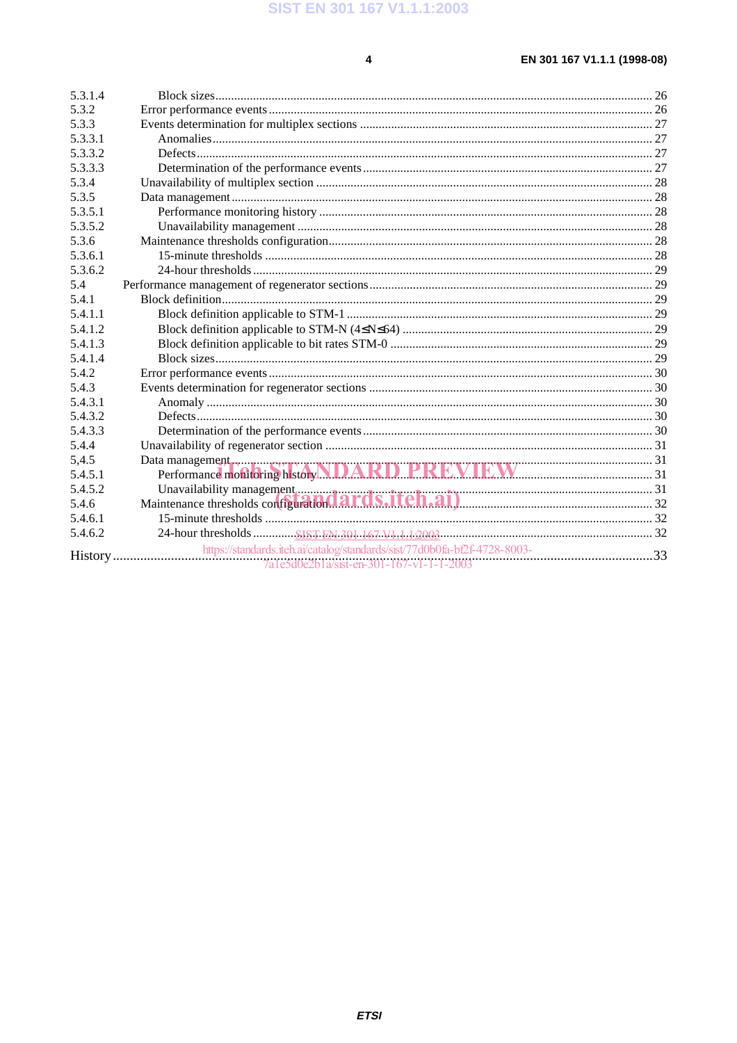5.3.1.4 Block sizes ........................................................................................................................................ 26
5.3.2 Error performance events ..................................................................................................................... 26
5.3.3 Events determination for multiplex sections ......................................................................................... 27
5.3.3.1 Anomalies ........................................................................................................................................ 27
5.3.3.2 Defects ............................................................................................................................................. 27
5.3.3.3 Determination of the performance events ........................................................................................ 27
5.3.4 Unavailability of multiplex section ....................................................................................................... 28
5.3.5 Data management .................................................................................................................................. 28
5.3.5.1 Performance monitoring history ...................................................................................................... 28
5.3.5.2 Unavailability management ............................................................................................................. 28
5.3.6 Maintenance thresholds configuration .................................................................................................. 28
5.3.6.1 15-minute thresholds ....................................................................................................................... 28
5.3.6.2 24-hour thresholds ........................................................................................................................... 29
5.4 Performance management of regenerator sections ..................................................................................... 29
5.4.1 Block definition ..................................................................................................................................... 29
5.4.1.1 Block definition applicable to STM-1 ............................................................................................. 29
5.4.1.2 Block definition applicable to STM-N (4≤N≤64) ........................................................................... 29
5.4.1.3 Block definition applicable to bit rates STM-0 ............................................................................... 29
5.4.1.4 Block sizes ........................................................................................................................................ 29
5.4.2 Error performance events ...................................................................................................................... 30
5.4.3 Events determination for regenerator sections ...................................................................................... 30
5.4.3.1 Anomaly .......................................................................................................................................... 30
5.4.3.2 Defects ............................................................................................................................................. 30
5.4.3.3 Determination of the performance events ........................................................................................ 30
5.4.4 Unavailability of regenerator section .................................................................................................... 31
5,4.5 Data management .................................................................................................................................. 31
5.4.5.1 Performance monitoring history ...................................................................................................... 31
5.4.5.2 Unavailability management ............................................................................................................. 31
5.4.6 Maintenance thresholds configuration .................................................................................................. 32
5.4.6.1 15-minute thresholds ....................................................................................................................... 32
5.4.6.2 24-hour thresholds ........................................................................................................................... 32

History ............................................................................................................................................................. 33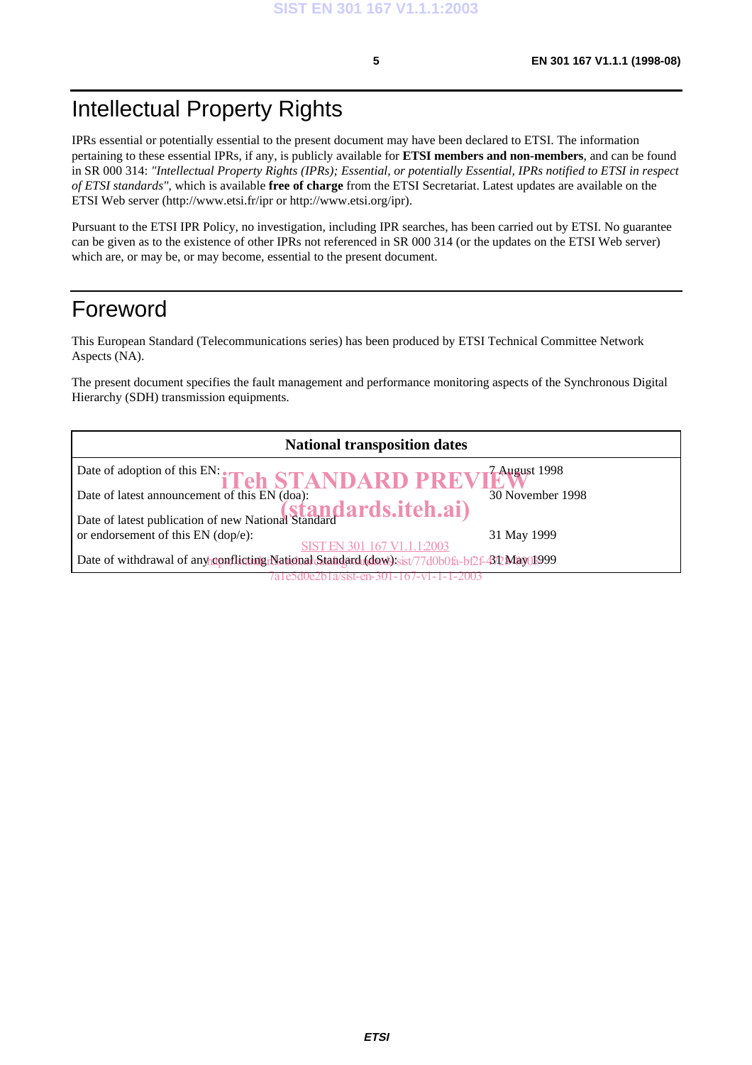# Intellectual Property Rights

IPRs essential or potentially essential to the present document may have been declared to ETSI. The information pertaining to these essential IPRs, if any, is publicly available for **ETSI members and non-members**, and can be found in SR 000 314: *"Intellectual Property Rights (IPRs); Essential, or potentially Essential, IPRs notified to ETSI in respect of ETSI standards"*, which is available **free of charge** from the ETSI Secretariat. Latest updates are available on the ETSI Web server (http://www.etsi.fr/ipr or http://www.etsi.org/ipr).

Pursuant to the ETSI IPR Policy, no investigation, including IPR searches, has been carried out by ETSI. No guarantee can be given as to the existence of other IPRs not referenced in SR 000 314 (or the updates on the ETSI Web server) which are, or may be, or may become, essential to the present document.

# Foreword

This European Standard (Telecommunications series) has been produced by ETSI Technical Committee Network Aspects (NA).

The present document specifies the fault management and performance monitoring aspects of the Synchronous Digital Hierarchy (SDH) transmission equipments.

| **National transposition dates** | |
|---|---|
| Date of adoption of this EN: | 7 August 1998 |
| Date of latest announcement of this EN (doa): | 30 November 1998 |
| Date of latest publication of new National Standard or endorsement of this EN (dop/e): | 31 May 1999 |
| Date of withdrawal of any conflicting National Standard (dow): | 31 May 1999 |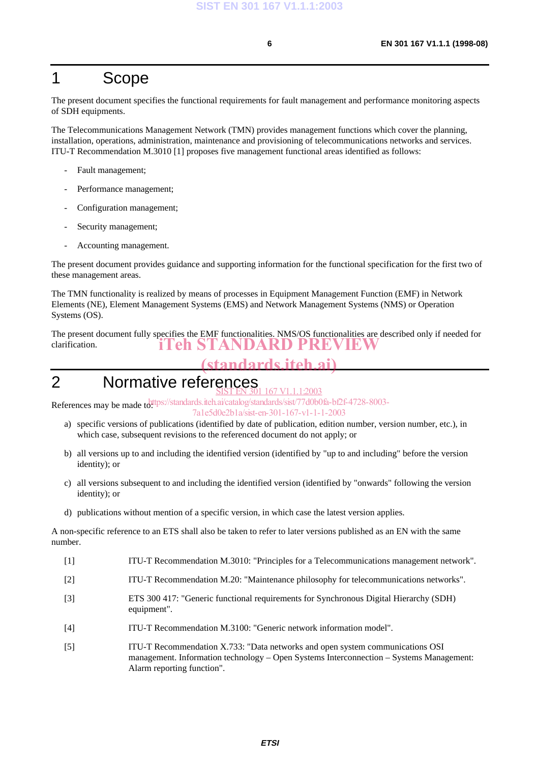# 1 Scope

The present document specifies the functional requirements for fault management and performance monitoring aspects of SDH equipments.

The Telecommunications Management Network (TMN) provides management functions which cover the planning, installation, operations, administration, maintenance and provisioning of telecommunications networks and services. ITU-T Recommendation M.3010 [1] proposes five management functional areas identified as follows:

- Fault management;
- Performance management;
- Configuration management;
- Security management;
- Accounting management.

The present document provides guidance and supporting information for the functional specification for the first two of these management areas.

The TMN functionality is realized by means of processes in Equipment Management Function (EMF) in Network Elements (NE), Element Management Systems (EMS) and Network Management Systems (NMS) or Operation Systems (OS).

The present document fully specifies the EMF functionalities. NMS/OS functionalities are described only if needed for clarification.

# 2 Normative references

References may be made to:

a) specific versions of publications (identified by date of publication, edition number, version number, etc.), in which case, subsequent revisions to the referenced document do not apply; or

b) all versions up to and including the identified version (identified by "up to and including" before the version identity); or

c) all versions subsequent to and including the identified version (identified by "onwards" following the version identity); or

d) publications without mention of a specific version, in which case the latest version applies.

A non-specific reference to an ETS shall also be taken to refer to later versions published as an EN with the same number.

[1] ITU-T Recommendation M.3010: "Principles for a Telecommunications management network".

[2] ITU-T Recommendation M.20: "Maintenance philosophy for telecommunications networks".

[3] ETS 300 417: "Generic functional requirements for Synchronous Digital Hierarchy (SDH) equipment".

[4] ITU-T Recommendation M.3100: "Generic network information model".

[5] ITU-T Recommendation X.733: "Data networks and open system communications OSI management. Information technology – Open Systems Interconnection – Systems Management: Alarm reporting function".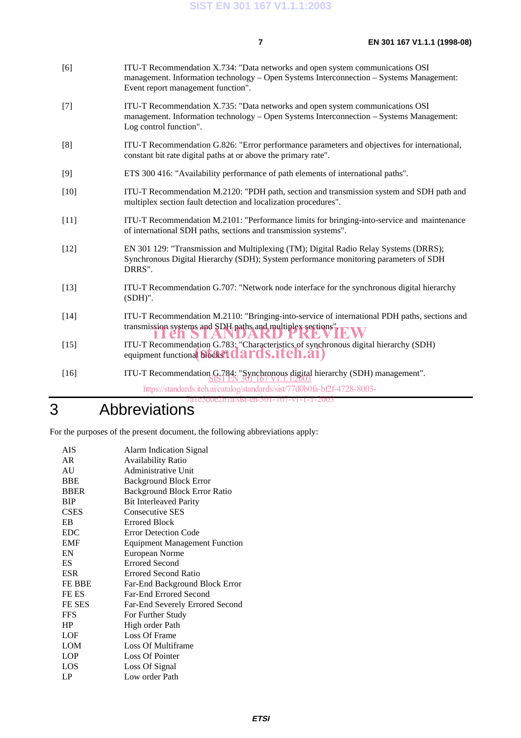[6] ITU-T Recommendation X.734: "Data networks and open system communications OSI management. Information technology – Open Systems Interconnection – Systems Management: Event report management function".

[7] ITU-T Recommendation X.735: "Data networks and open system communications OSI management. Information technology – Open Systems Interconnection – Systems Management: Log control function".

[8] ITU-T Recommendation G.826: "Error performance parameters and objectives for international, constant bit rate digital paths at or above the primary rate".

[9] ETS 300 416: "Availability performance of path elements of international paths".

[10] ITU-T Recommendation M.2120: "PDH path, section and transmission system and SDH path and multiplex section fault detection and localization procedures".

[11] ITU-T Recommendation M.2101: "Performance limits for bringing-into-service and maintenance of international SDH paths, sections and transmission systems".

[12] EN 301 129: "Transmission and Multiplexing (TM); Digital Radio Relay Systems (DRRS); Synchronous Digital Hierarchy (SDH); System performance monitoring parameters of SDH DRRS".

[13] ITU-T Recommendation G.707: "Network node interface for the synchronous digital hierarchy (SDH)".

[14] ITU-T Recommendation M.2110: "Bringing-into-service of international PDH paths, sections and transmission systems and SDH paths and multiplex sections".

[15] ITU-T Recommendation G.783: "Characteristics of synchronous digital hierarchy (SDH) equipment functional blocks".

[16] ITU-T Recommendation G.784: "Synchronous digital hierarchy (SDH) management".

# 3 Abbreviations

For the purposes of the present document, the following abbreviations apply:

| | |
|---|---|
| AIS | Alarm Indication Signal |
| AR | Availability Ratio |
| AU | Administrative Unit |
| BBE | Background Block Error |
| BBER | Background Block Error Ratio |
| BIP | Bit Interleaved Parity |
| CSES | Consecutive SES |
| EB | Errored Block |
| EDC | Error Detection Code |
| EMF | Equipment Management Function |
| EN | European Norme |
| ES | Errored Second |
| ESR | Errored Second Ratio |
| FE BBE | Far-End Background Block Error |
| FE ES | Far-End Errored Second |
| FE SES | Far-End Severely Errored Second |
| FFS | For Further Study |
| HP | High order Path |
| LOF | Loss Of Frame |
| LOM | Loss Of Multiframe |
| LOP | Loss Of Pointer |
| LOS | Loss Of Signal |
| LP | Low order Path |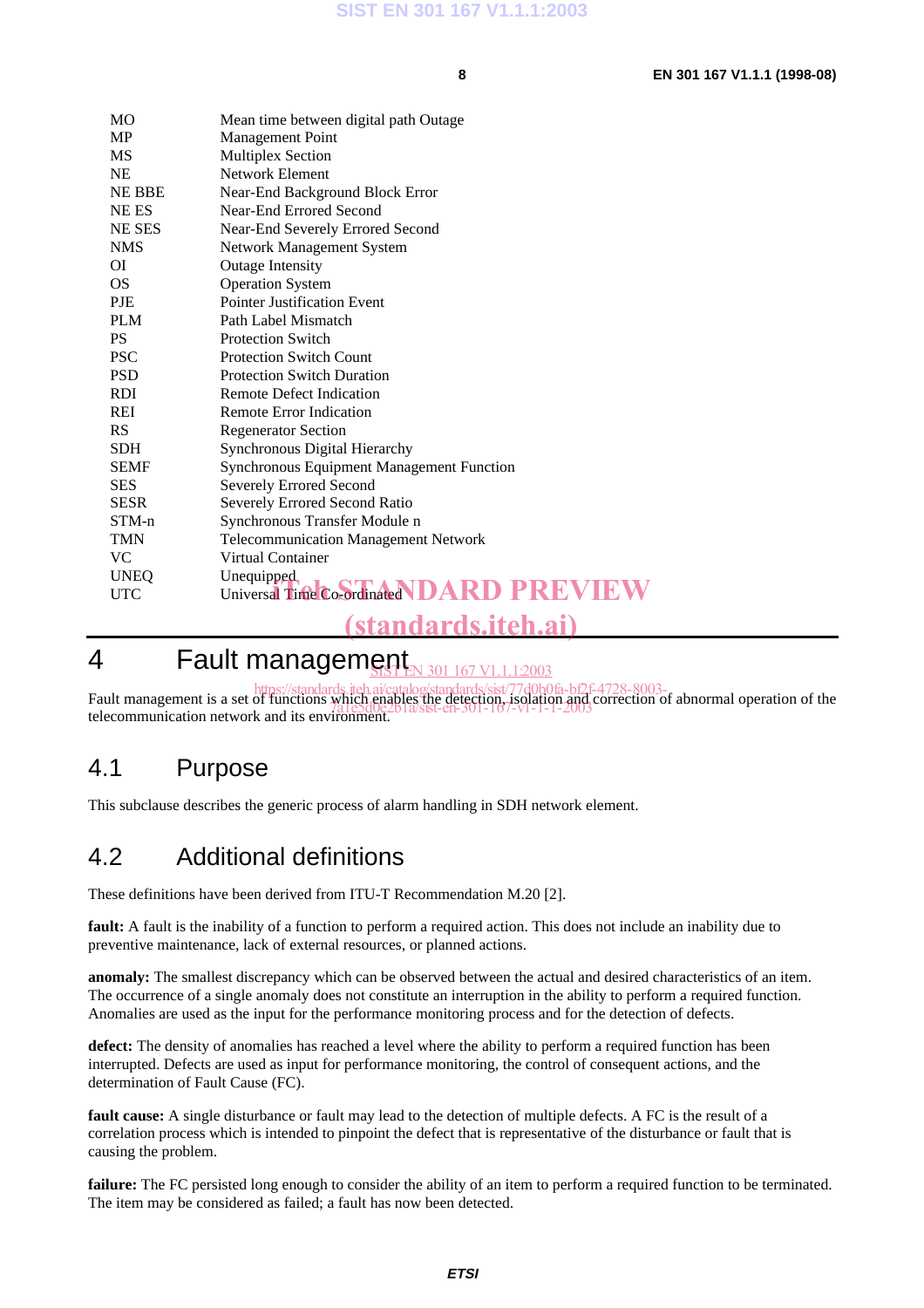| | |
|---|---|
| MO | Mean time between digital path Outage |
| MP | Management Point |
| MS | Multiplex Section |
| NE | Network Element |
| NE BBE | Near-End Background Block Error |
| NE ES | Near-End Errored Second |
| NE SES | Near-End Severely Errored Second |
| NMS | Network Management System |
| OI | Outage Intensity |
| OS | Operation System |
| PJE | Pointer Justification Event |
| PLM | Path Label Mismatch |
| PS | Protection Switch |
| PSC | Protection Switch Count |
| PSD | Protection Switch Duration |
| RDI | Remote Defect Indication |
| REI | Remote Error Indication |
| RS | Regenerator Section |
| SDH | Synchronous Digital Hierarchy |
| SEMF | Synchronous Equipment Management Function |
| SES | Severely Errored Second |
| SESR | Severely Errored Second Ratio |
| STM-n | Synchronous Transfer Module n |
| TMN | Telecommunication Management Network |
| VC | Virtual Container |
| UNEQ | Unequipped |
| UTC | Universal Time Co-ordinated |

# 4 Fault management

Fault management is a set of functions which enables the detection, isolation and correction of abnormal operation of the telecommunication network and its environment.

## 4.1 Purpose

This subclause describes the generic process of alarm handling in SDH network element.

## 4.2 Additional definitions

These definitions have been derived from ITU-T Recommendation M.20 [2].

**fault:** A fault is the inability of a function to perform a required action. This does not include an inability due to preventive maintenance, lack of external resources, or planned actions.

**anomaly:** The smallest discrepancy which can be observed between the actual and desired characteristics of an item. The occurrence of a single anomaly does not constitute an interruption in the ability to perform a required function. Anomalies are used as the input for the performance monitoring process and for the detection of defects.

**defect:** The density of anomalies has reached a level where the ability to perform a required function has been interrupted. Defects are used as input for performance monitoring, the control of consequent actions, and the determination of Fault Cause (FC).

**fault cause:** A single disturbance or fault may lead to the detection of multiple defects. A FC is the result of a correlation process which is intended to pinpoint the defect that is representative of the disturbance or fault that is causing the problem.

**failure:** The FC persisted long enough to consider the ability of an item to perform a required function to be terminated. The item may be considered as failed; a fault has now been detected.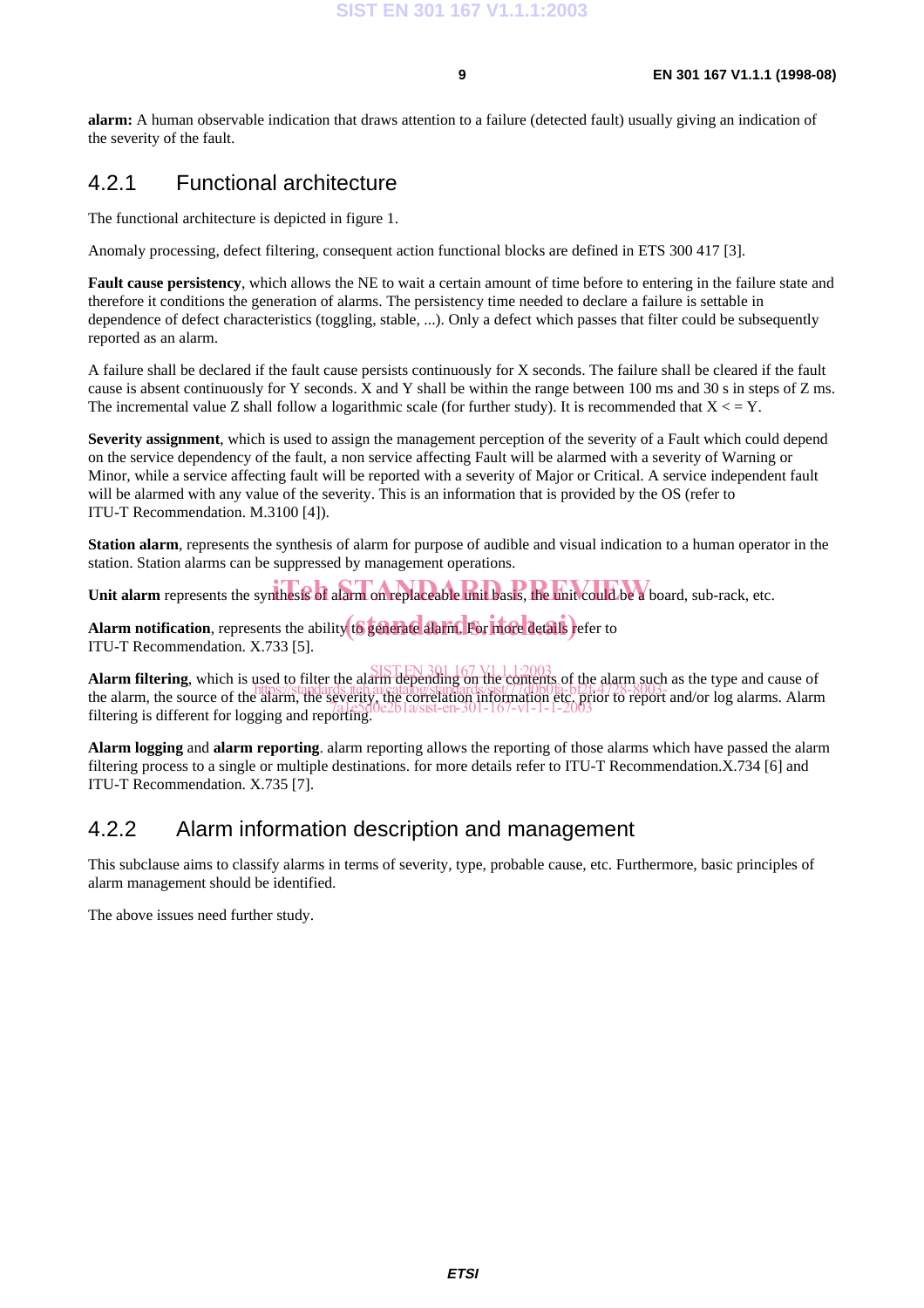**alarm:** A human observable indication that draws attention to a failure (detected fault) usually giving an indication of the severity of the fault.

### 4.2.1 Functional architecture

The functional architecture is depicted in figure 1.

Anomaly processing, defect filtering, consequent action functional blocks are defined in ETS 300 417 [3].

**Fault cause persistency**, which allows the NE to wait a certain amount of time before to entering in the failure state and therefore it conditions the generation of alarms. The persistency time needed to declare a failure is settable in dependence of defect characteristics (toggling, stable, ...). Only a defect which passes that filter could be subsequently reported as an alarm.

A failure shall be declared if the fault cause persists continuously for X seconds. The failure shall be cleared if the fault cause is absent continuously for Y seconds. X and Y shall be within the range between 100 ms and 30 s in steps of Z ms. The incremental value Z shall follow a logarithmic scale (for further study). It is recommended that X < = Y.

**Severity assignment**, which is used to assign the management perception of the severity of a Fault which could depend on the service dependency of the fault, a non service affecting Fault will be alarmed with a severity of Warning or Minor, while a service affecting fault will be reported with a severity of Major or Critical. A service independent fault will be alarmed with any value of the severity. This is an information that is provided by the OS (refer to ITU-T Recommendation. M.3100 [4]).

**Station alarm**, represents the synthesis of alarm for purpose of audible and visual indication to a human operator in the station. Station alarms can be suppressed by management operations.

**Unit alarm** represents the synthesis of alarm on replaceable unit basis, the unit could be a board, sub-rack, etc.

**Alarm notification**, represents the ability to generate alarm. For more details refer to ITU-T Recommendation. X.733 [5].

**Alarm filtering**, which is used to filter the alarm depending on the contents of the alarm such as the type and cause of the alarm, the source of the alarm, the severity, the correlation information etc. prior to report and/or log alarms. Alarm filtering is different for logging and reporting.

**Alarm logging** and **alarm reporting**. alarm reporting allows the reporting of those alarms which have passed the alarm filtering process to a single or multiple destinations. for more details refer to ITU-T Recommendation.X.734 [6] and ITU-T Recommendation. X.735 [7].

### 4.2.2 Alarm information description and management

This subclause aims to classify alarms in terms of severity, type, probable cause, etc. Furthermore, basic principles of alarm management should be identified.

The above issues need further study.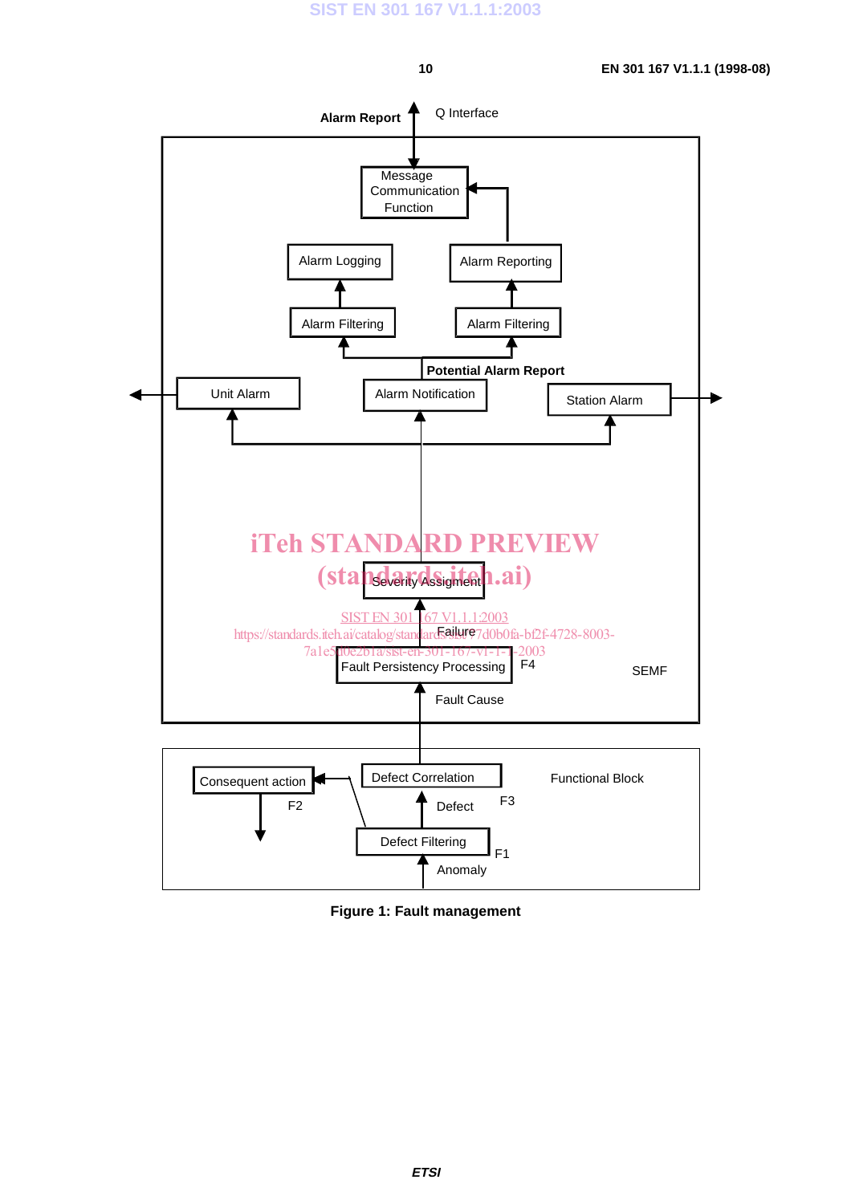Alarm Report

Q Interface

Message Communication Function

Alarm Logging

Alarm Reporting

Alarm Filtering

Alarm Filtering

Potential Alarm Report

Unit Alarm

Alarm Notification

Station Alarm

Severity Assigment

Failure

Fault Persistency Processing

F4

SEMF

Fault Cause

Consequent action

Defect Correlation

Functional Block

F2

Defect

F3

Defect Filtering

F1

Anomaly

**Figure 1: Fault management**